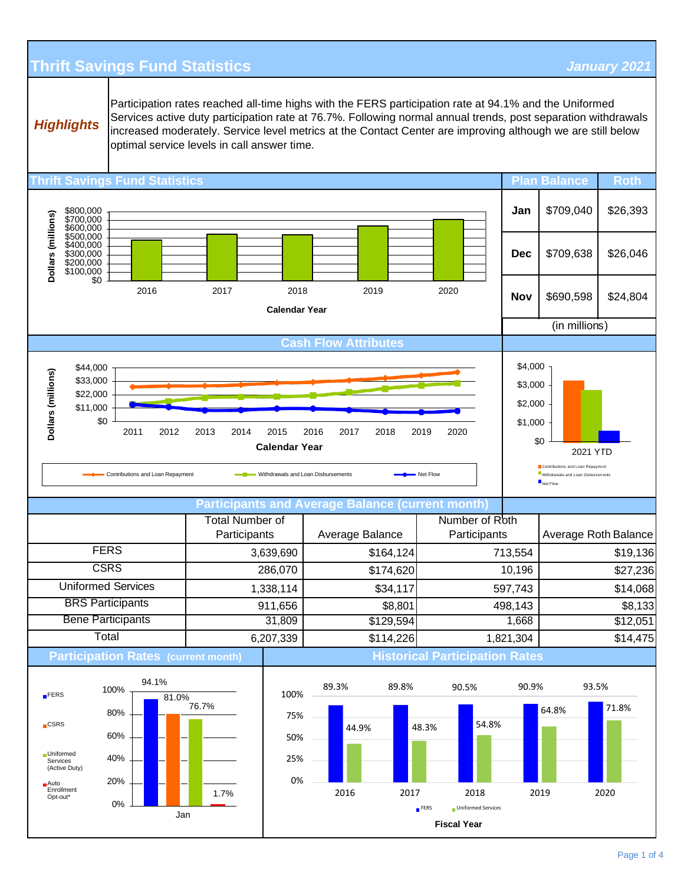# Thrift Savings Fund Statistics

*January 2021*

***Highlights***

Participation rates reached all-time highs with the FERS participation rate at 94.1% and the Uniformed Services active duty participation rate at 76.7%. Following normal annual trends, post separation withdrawals increased moderately. Service level metrics at the Contact Center are improving although we are still below optimal service levels in call answer time.

## Thrift Savings Fund Statistics

Dollars (millions)

$800,000 / $700,000 / $600,000 / $500,000 / $400,000 / $300,000 / $200,000 / $100,000 / $0

2016 | 2017 | 2018 | 2019 | 2020

Calendar Year

| | Plan Balance | Roth |
|---|---|---|
| Jan | $709,040 | $26,393 |
| Dec | $709,638 | $26,046 |
| Nov | $690,598 | $24,804 |

(in millions)

## Cash Flow Attributes

Dollars (millions)

$44,000 / $33,000 / $22,000 / $11,000 / $0

2011 | 2012 | 2013 | 2014 | 2015 | 2016 | 2017 | 2018 | 2019 | 2020

Calendar Year

Contributions and Loan Repayment — Withdrawals and Loan Disbursements — Net Flow

$4,000 / $3,000 / $2,000 / $1,000 / $0

2021 YTD

Contributions and Loan Repayment
Withdrawals and Loan Disbursements
Net Flow

## Participants and Average Balance (current month)

| | Total Number of Participants | Average Balance | Number of Roth Participants | Average Roth Balance |
|---|---|---|---|---|
| FERS | 3,639,690 | $164,124 | 713,554 | $19,136 |
| CSRS | 286,070 | $174,620 | 10,196 | $27,236 |
| Uniformed Services | 1,338,114 | $34,117 | 597,743 | $14,068 |
| BRS Participants | 911,656 | $8,801 | 498,143 | $8,133 |
| Bene Participants | 31,809 | $129,594 | 1,668 | $12,051 |
| Total | 6,207,339 | $114,226 | 1,821,304 | $14,475 |

## Participation Rates (current month)

| Jan | Rate |
|---|---|
| FERS | 94.1% |
| CSRS | 81.0% |
| Uniformed Services (Active Duty) | 76.7% |
| Auto Enrollment Opt-out* | 1.7% |

## Historical Participation Rates

| Fiscal Year | FERS | Uniformed Services |
|---|---|---|
| 2016 | 89.3% | 44.9% |
| 2017 | 89.8% | 48.3% |
| 2018 | 90.5% | 54.8% |
| 2019 | 90.9% | 64.8% |
| 2020 | 93.5% | 71.8% |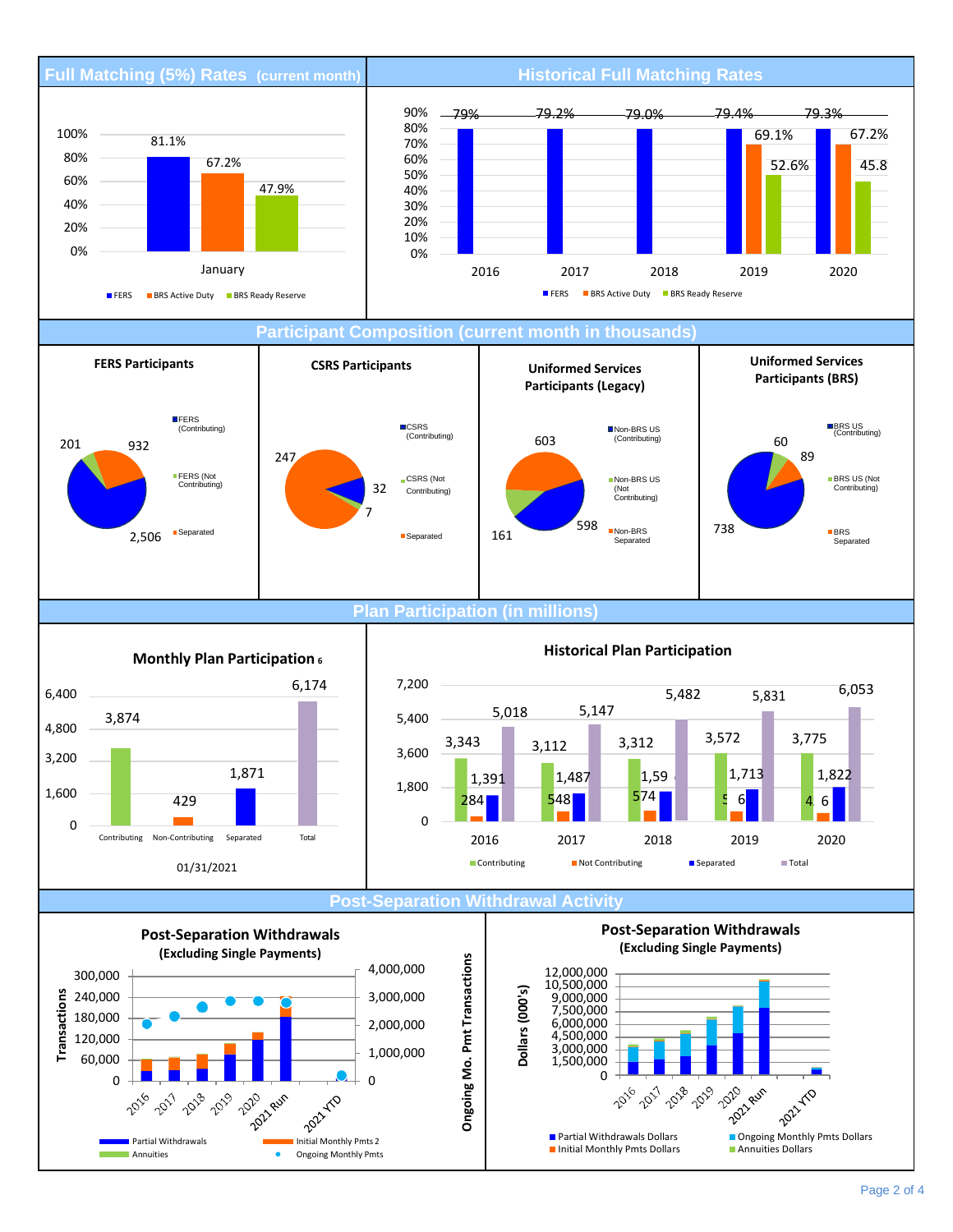## Full Matching (5%) Rates (current month)

| | FERS | BRS Active Duty | BRS Ready Reserve |
|---|---|---|---|
| January | 81.1% | 67.2% | 47.9% |

## Historical Full Matching Rates

| Year | FERS | BRS Active Duty | BRS Ready Reserve |
|---|---|---|---|
| 2016 | 79% | | |
| 2017 | 79.2% | | |
| 2018 | 79.0% | | |
| 2019 | 79.4% | 69.1% | 52.6% |
| 2020 | 79.3% | 67.2% | 45.8 |

## Participant Composition (current month in thousands)

**FERS Participants**

- FERS (Contributing): 2,506
- FERS (Not Contributing): 201
- Separated: 932

**CSRS Participants**

- CSRS (Contributing): 32
- CSRS (Not Contributing): 7
- Separated: 247

**Uniformed Services Participants (Legacy)**

- Non-BRS US (Contributing): 598
- Non-BRS US (Not Contributing): 161
- Non-BRS Separated: 603

**Uniformed Services Participants (BRS)**

- BRS US (Contributing): 738
- BRS US (Not Contributing): 60
- BRS Separated: 89

## Plan Participation (in millions)

**Monthly Plan Participation** [6]

| Contributing | Non-Contributing | Separated | Total |
|---|---|---|---|
| 3,874 | 429 | 1,871 | 6,174 |

01/31/2021

**Historical Plan Participation**

| Year | Contributing | Not Contributing | Separated | Total |
|---|---|---|---|---|
| 2016 | 3,343 | 284 | 1,391 | 5,018 |
| 2017 | 3,112 | 548 | 1,487 | 5,147 |
| 2018 | 3,312 | 574 | 1,59 | 5,482 |
| 2019 | 3,572 | 5 | 6 1,713 | 5,831 |
| 2020 | 3,775 | 4 | 6 1,822 | 6,053 |

## Post-Separation Withdrawal Activity

**Post-Separation Withdrawals (Excluding Single Payments)**

Transactions / Ongoing Mo. Pmt Transactions

Categories: 2016, 2017, 2018, 2019, 2020, 2021 Run, 2021 YTD

Legend: Partial Withdrawals, Initial Monthly Pmts 2, Annuities, Ongoing Monthly Pmts

**Post-Separation Withdrawals (Excluding Single Payments)**

Dollars (000's)

Categories: 2016, 2017, 2018, 2019, 2020, 2021 Run, 2021 YTD

Legend: Partial Withdrawals Dollars, Ongoing Monthly Pmts Dollars, Initial Monthly Pmts Dollars, Annuities Dollars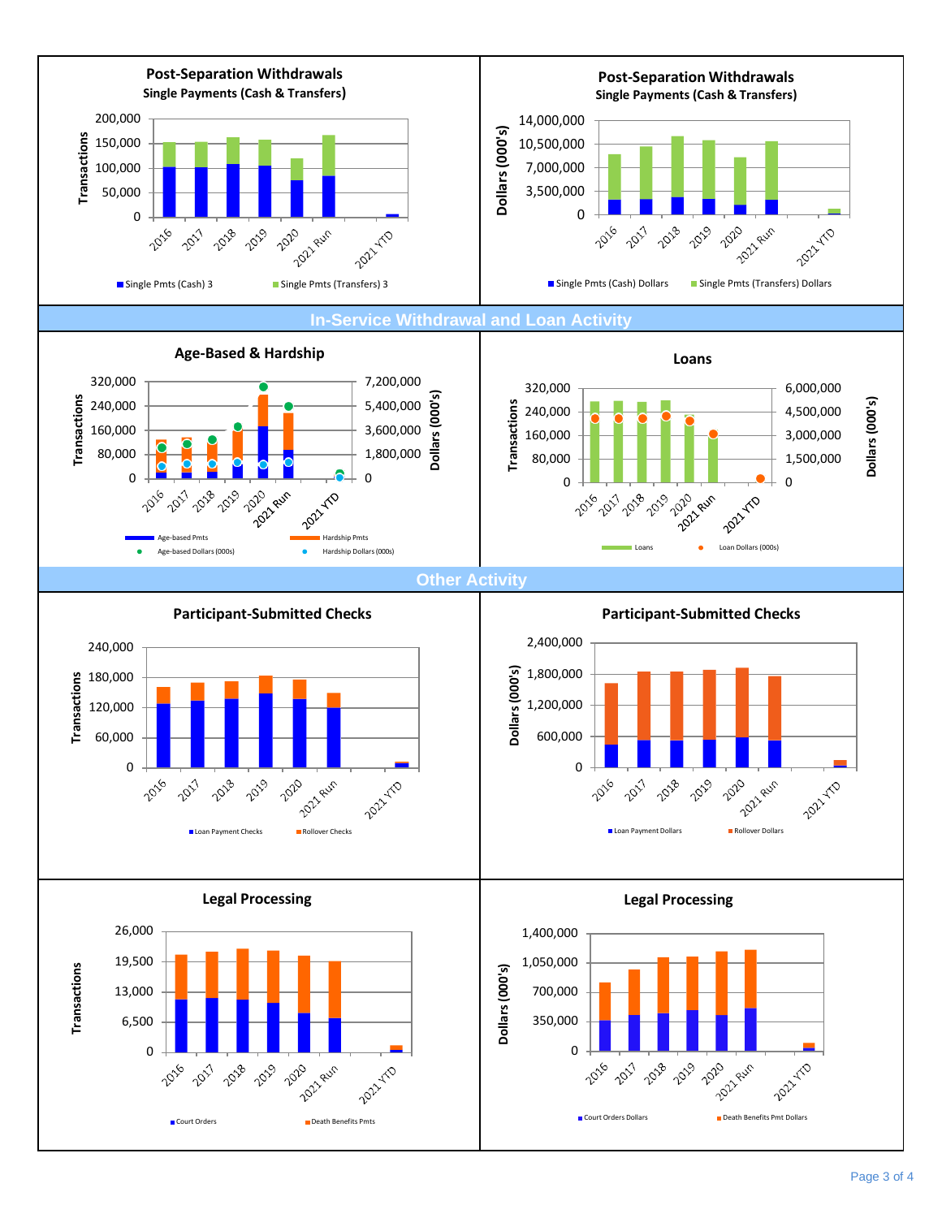## Post-Separation Withdrawals

**Post-Separation Withdrawals**
**Single Payments (Cash & Transfers)**

Transactions: 200,000; 150,000; 100,000; 50,000; 0

2016, 2017, 2018, 2019, 2020, 2021 Run, 2021 YTD

Single Pmts (Cash) 3 — Single Pmts (Transfers) 3

**Post-Separation Withdrawals**
**Single Payments (Cash & Transfers)**

Dollars (000's): 14,000,000; 10,500,000; 7,000,000; 3,500,000; 0

2016, 2017, 2018, 2019, 2020, 2021 Run, 2021 YTD

Single Pmts (Cash) Dollars — Single Pmts (Transfers) Dollars

## In-Service Withdrawal and Loan Activity

**Age-Based & Hardship**

Transactions: 320,000; 240,000; 160,000; 80,000; 0

Dollars (000's): 7,200,000; 5,400,000; 3,600,000; 1,800,000; 0

2016, 2017, 2018, 2019, 2020, 2021 Run, 2021 YTD

Age-based Pmts — Hardship Pmts — Age-based Dollars (000s) — Hardship Dollars (000s)

**Loans**

Transactions: 320,000; 240,000; 160,000; 80,000; 0

Dollars (000's): 6,000,000; 4,500,000; 3,000,000; 1,500,000; 0

2016, 2017, 2018, 2019, 2020, 2021 Run, 2021 YTD

Loans — Loan Dollars (000s)

## Other Activity

**Participant-Submitted Checks**

Transactions: 240,000; 180,000; 120,000; 60,000; 0

2016, 2017, 2018, 2019, 2020, 2021 Run, 2021 YTD

Loan Payment Checks — Rollover Checks

**Participant-Submitted Checks**

Dollars (000's): 2,400,000; 1,800,000; 1,200,000; 600,000; 0

2016, 2017, 2018, 2019, 2020, 2021 Run, 2021 YTD

Loan Payment Dollars — Rollover Dollars

**Legal Processing**

Transactions: 26,000; 19,500; 13,000; 6,500; 0

2016, 2017, 2018, 2019, 2020, 2021 Run, 2021 YTD

Court Orders — Death Benefits Pmts

**Legal Processing**

Dollars (000's): 1,400,000; 1,050,000; 700,000; 350,000; 0

2016, 2017, 2018, 2019, 2020, 2021 Run, 2021 YTD

Court Orders Dollars — Death Benefits Pmt Dollars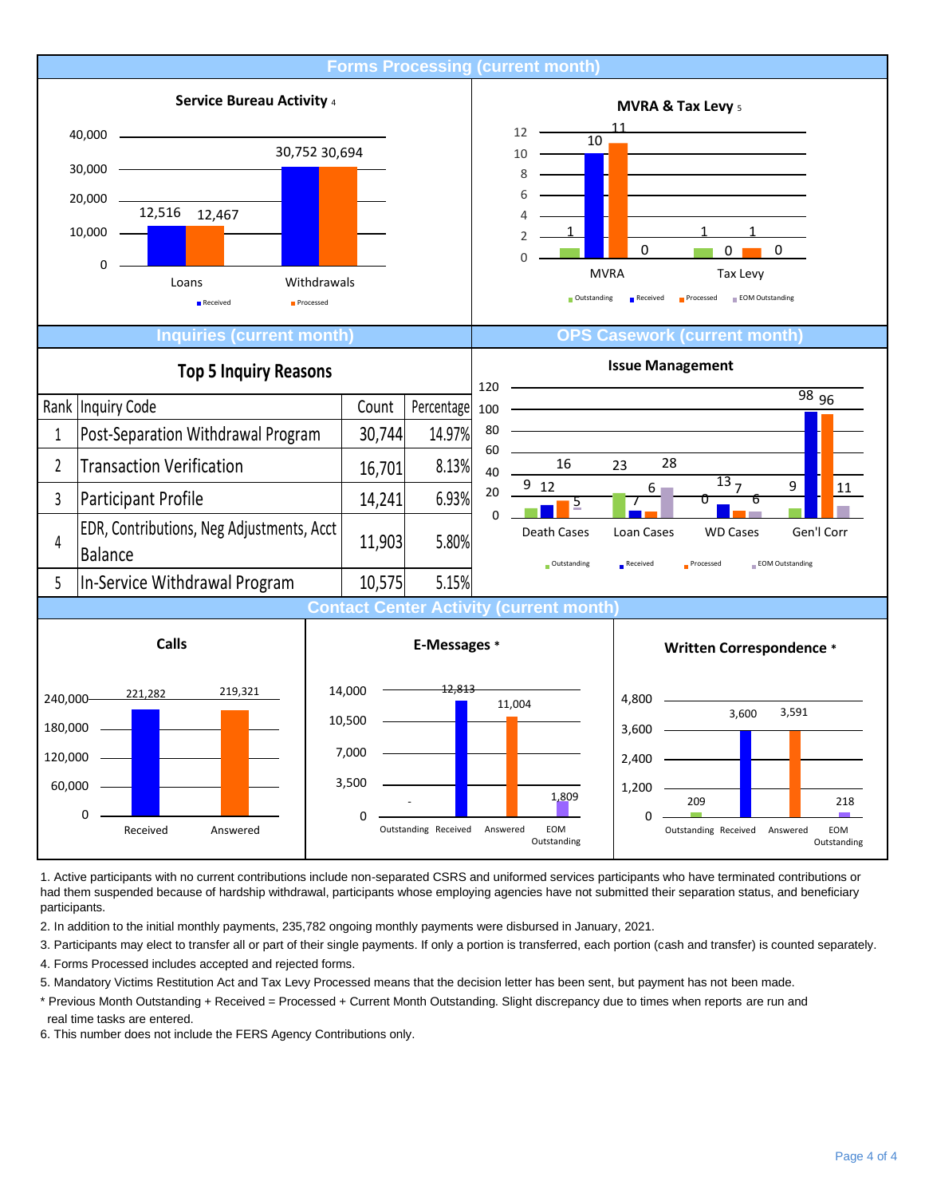## Forms Processing (current month)

**Service Bureau Activity** 4

40,000
30,000
20,000
10,000
0

12,516
12,467
30,752
30,694

Loans
Withdrawals

Received
Processed

**MVRA & Tax Levy** 5

12
10
8
6
4
2
0

1
10
11
0
1
0
1
0

MVRA
Tax Levy

Outstanding
Received
Processed
EOM Outstanding

## Inquiries (current month)

**Top 5 Inquiry Reasons**

| Rank | Inquiry Code | Count | Percentage |
|---|---|---|---|
| 1 | Post-Separation Withdrawal Program | 30,744 | 14.97% |
| 2 | Transaction Verification | 16,701 | 8.13% |
| 3 | Participant Profile | 14,241 | 6.93% |
| 4 | EDR, Contributions, Neg Adjustments, Acct Balance | 11,903 | 5.80% |
| 5 | In-Service Withdrawal Program | 10,575 | 5.15% |

## OPS Casework (current month)

**Issue Management**

120
100
80
60
40
20
0

9
12
16
5
23
7
6
28
0
13
7
6
9
98
96
11

Death Cases
Loan Cases
WD Cases
Gen'l Corr

Outstanding
Received
Processed
EOM Outstanding

## Contact Center Activity (current month)

**Calls**

240,000
180,000
120,000
60,000
0

221,282
219,321

Received
Answered

**E-Messages** *

14,000
10,500
7,000
3,500
0

-
12,813
11,004
1,809

Outstanding
Received
Answered
EOM Outstanding

**Written Correspondence** *

4,800
3,600
2,400
1,200
0

209
3,600
3,591
218

Outstanding
Received
Answered
EOM Outstanding

1. Active participants with no current contributions include non-separated CSRS and uniformed services participants who have terminated contributions or had them suspended because of hardship withdrawal, participants whose employing agencies have not submitted their separation status, and beneficiary participants.
2. In addition to the initial monthly payments, 235,782 ongoing monthly payments were disbursed in January, 2021.
3. Participants may elect to transfer all or part of their single payments. If only a portion is transferred, each portion (cash and transfer) is counted separately.
4. Forms Processed includes accepted and rejected forms.
5. Mandatory Victims Restitution Act and Tax Levy Processed means that the decision letter has been sent, but payment has not been made.

\* Previous Month Outstanding + Received = Processed + Current Month Outstanding. Slight discrepancy due to times when reports are run and real time tasks are entered.

6. This number does not include the FERS Agency Contributions only.